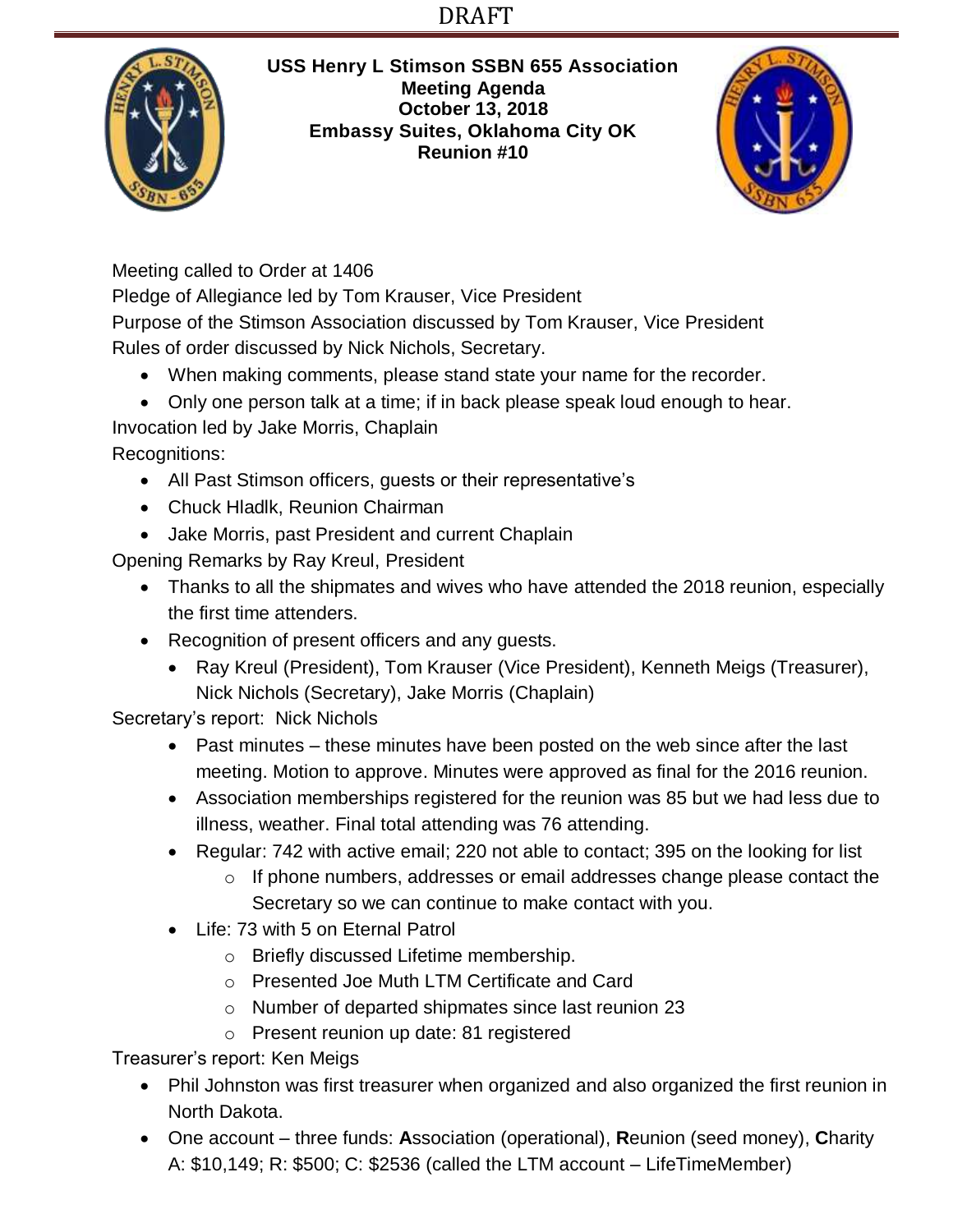DRAFT

**USS Henry L Stimson SSBN 655 Association**
**Meeting Agenda**
**October 13, 2018**
**Embassy Suites, Oklahoma City OK**
**Reunion #10**

Meeting called to Order at 1406

Pledge of Allegiance led by Tom Krauser, Vice President

Purpose of the Stimson Association discussed by Tom Krauser, Vice President

Rules of order discussed by Nick Nichols, Secretary.

- When making comments, please stand state your name for the recorder.
- Only one person talk at a time; if in back please speak loud enough to hear.

Invocation led by Jake Morris, Chaplain

Recognitions:

- All Past Stimson officers, guests or their representative's
- Chuck Hladlk, Reunion Chairman
- Jake Morris, past President and current Chaplain

Opening Remarks by Ray Kreul, President

- Thanks to all the shipmates and wives who have attended the 2018 reunion, especially the first time attenders.
- Recognition of present officers and any guests.
  - Ray Kreul (President), Tom Krauser (Vice President), Kenneth Meigs (Treasurer), Nick Nichols (Secretary), Jake Morris (Chaplain)

Secretary's report: Nick Nichols

- Past minutes – these minutes have been posted on the web since after the last meeting. Motion to approve. Minutes were approved as final for the 2016 reunion.
- Association memberships registered for the reunion was 85 but we had less due to illness, weather. Final total attending was 76 attending.
- Regular: 742 with active email; 220 not able to contact; 395 on the looking for list
  - If phone numbers, addresses or email addresses change please contact the Secretary so we can continue to make contact with you.
- Life: 73 with 5 on Eternal Patrol
  - Briefly discussed Lifetime membership.
  - Presented Joe Muth LTM Certificate and Card
  - Number of departed shipmates since last reunion 23
  - Present reunion up date: 81 registered

Treasurer's report: Ken Meigs

- Phil Johnston was first treasurer when organized and also organized the first reunion in North Dakota.
- One account – three funds: **A**ssociation (operational), **R**eunion (seed money), **C**harity
  A: $10,149; R: $500; C: $2536 (called the LTM account – LifeTimeMember)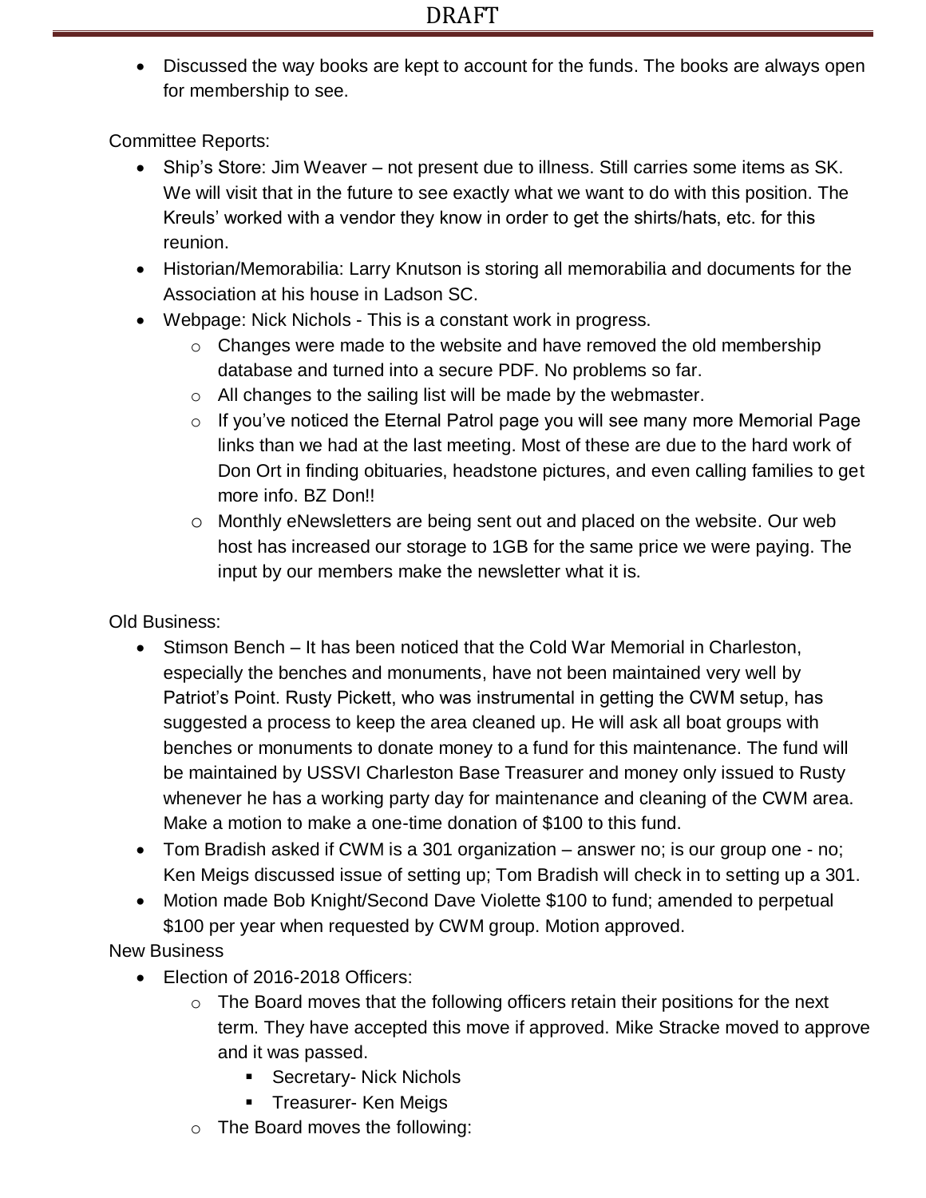- Discussed the way books are kept to account for the funds. The books are always open for membership to see.

Committee Reports:

- Ship's Store: Jim Weaver – not present due to illness. Still carries some items as SK. We will visit that in the future to see exactly what we want to do with this position. The Kreuls' worked with a vendor they know in order to get the shirts/hats, etc. for this reunion.
- Historian/Memorabilia: Larry Knutson is storing all memorabilia and documents for the Association at his house in Ladson SC.
- Webpage: Nick Nichols - This is a constant work in progress.
  - Changes were made to the website and have removed the old membership database and turned into a secure PDF. No problems so far.
  - All changes to the sailing list will be made by the webmaster.
  - If you've noticed the Eternal Patrol page you will see many more Memorial Page links than we had at the last meeting. Most of these are due to the hard work of Don Ort in finding obituaries, headstone pictures, and even calling families to get more info. BZ Don!!
  - Monthly eNewsletters are being sent out and placed on the website. Our web host has increased our storage to 1GB for the same price we were paying. The input by our members make the newsletter what it is.

Old Business:

- Stimson Bench – It has been noticed that the Cold War Memorial in Charleston, especially the benches and monuments, have not been maintained very well by Patriot's Point. Rusty Pickett, who was instrumental in getting the CWM setup, has suggested a process to keep the area cleaned up. He will ask all boat groups with benches or monuments to donate money to a fund for this maintenance. The fund will be maintained by USSVI Charleston Base Treasurer and money only issued to Rusty whenever he has a working party day for maintenance and cleaning of the CWM area. Make a motion to make a one-time donation of $100 to this fund.
- Tom Bradish asked if CWM is a 301 organization – answer no; is our group one - no; Ken Meigs discussed issue of setting up; Tom Bradish will check in to setting up a 301.
- Motion made Bob Knight/Second Dave Violette $100 to fund; amended to perpetual $100 per year when requested by CWM group. Motion approved.

New Business

- Election of 2016-2018 Officers:
  - The Board moves that the following officers retain their positions for the next term. They have accepted this move if approved. Mike Stracke moved to approve and it was passed.
    - Secretary- Nick Nichols
    - Treasurer- Ken Meigs
  - The Board moves the following: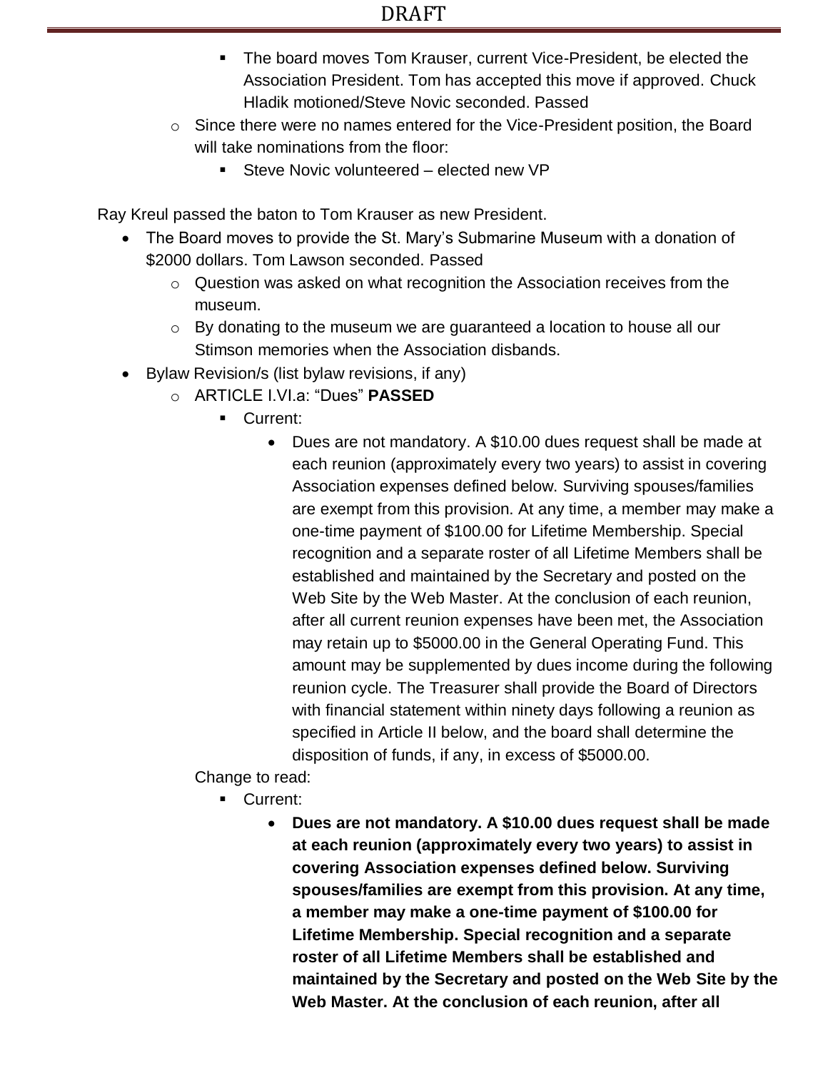- The board moves Tom Krauser, current Vice-President, be elected the Association President. Tom has accepted this move if approved. Chuck Hladik motioned/Steve Novic seconded. Passed
    - Since there were no names entered for the Vice-President position, the Board will take nominations from the floor:
        - Steve Novic volunteered – elected new VP

Ray Kreul passed the baton to Tom Krauser as new President.

- The Board moves to provide the St. Mary's Submarine Museum with a donation of $2000 dollars. Tom Lawson seconded. Passed
    - Question was asked on what recognition the Association receives from the museum.
    - By donating to the museum we are guaranteed a location to house all our Stimson memories when the Association disbands.
- Bylaw Revision/s (list bylaw revisions, if any)
    - ARTICLE I.VI.a: "Dues" **PASSED**
        - Current:
            - Dues are not mandatory. A $10.00 dues request shall be made at each reunion (approximately every two years) to assist in covering Association expenses defined below. Surviving spouses/families are exempt from this provision. At any time, a member may make a one-time payment of $100.00 for Lifetime Membership. Special recognition and a separate roster of all Lifetime Members shall be established and maintained by the Secretary and posted on the Web Site by the Web Master. At the conclusion of each reunion, after all current reunion expenses have been met, the Association may retain up to $5000.00 in the General Operating Fund. This amount may be supplemented by dues income during the following reunion cycle. The Treasurer shall provide the Board of Directors with financial statement within ninety days following a reunion as specified in Article II below, and the board shall determine the disposition of funds, if any, in excess of $5000.00.

      Change to read:

        - Current:
            - **Dues are not mandatory. A $10.00 dues request shall be made at each reunion (approximately every two years) to assist in covering Association expenses defined below. Surviving spouses/families are exempt from this provision. At any time, a member may make a one-time payment of $100.00 for Lifetime Membership. Special recognition and a separate roster of all Lifetime Members shall be established and maintained by the Secretary and posted on the Web Site by the Web Master. At the conclusion of each reunion, after all**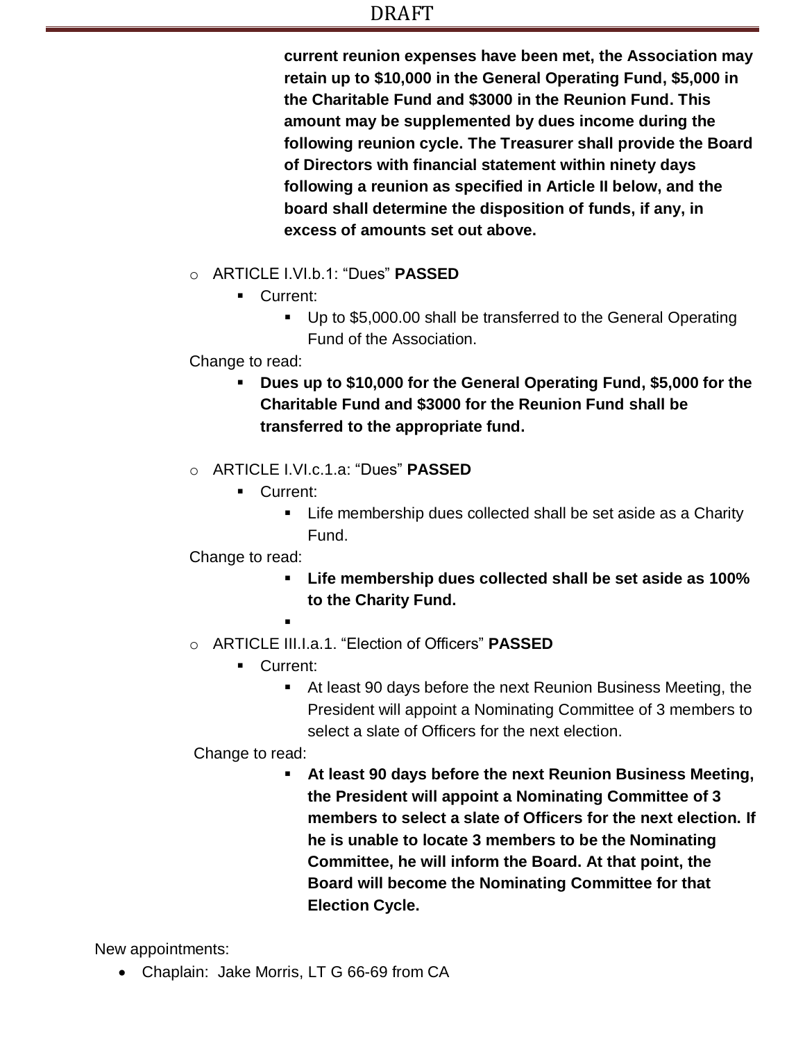**current reunion expenses have been met, the Association may retain up to $10,000 in the General Operating Fund, $5,000 in the Charitable Fund and $3000 in the Reunion Fund. This amount may be supplemented by dues income during the following reunion cycle. The Treasurer shall provide the Board of Directors with financial statement within ninety days following a reunion as specified in Article II below, and the board shall determine the disposition of funds, if any, in excess of amounts set out above.**

- ARTICLE I.VI.b.1: "Dues" **PASSED**
  - Current:
    - Up to $5,000.00 shall be transferred to the General Operating Fund of the Association.

Change to read:

- **Dues up to $10,000 for the General Operating Fund, $5,000 for the Charitable Fund and $3000 for the Reunion Fund shall be transferred to the appropriate fund.**

- ARTICLE I.VI.c.1.a: "Dues" **PASSED**
  - Current:
    - Life membership dues collected shall be set aside as a Charity Fund.

Change to read:

- **Life membership dues collected shall be set aside as 100% to the Charity Fund.**

- ARTICLE III.I.a.1. "Election of Officers" **PASSED**
  - Current:
    - At least 90 days before the next Reunion Business Meeting, the President will appoint a Nominating Committee of 3 members to select a slate of Officers for the next election.

Change to read:

- **At least 90 days before the next Reunion Business Meeting, the President will appoint a Nominating Committee of 3 members to select a slate of Officers for the next election. If he is unable to locate 3 members to be the Nominating Committee, he will inform the Board. At that point, the Board will become the Nominating Committee for that Election Cycle.**

New appointments:

- Chaplain: Jake Morris, LT G 66-69 from CA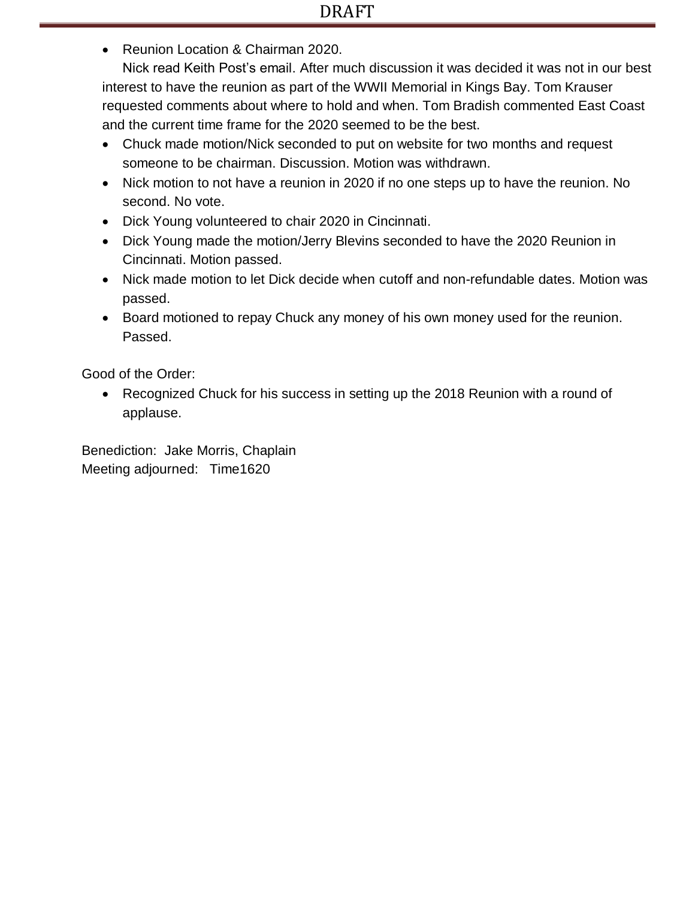- Reunion Location & Chairman 2020.
  Nick read Keith Post's email. After much discussion it was decided it was not in our best interest to have the reunion as part of the WWII Memorial in Kings Bay. Tom Krauser requested comments about where to hold and when. Tom Bradish commented East Coast and the current time frame for the 2020 seemed to be the best.
- Chuck made motion/Nick seconded to put on website for two months and request someone to be chairman. Discussion. Motion was withdrawn.
- Nick motion to not have a reunion in 2020 if no one steps up to have the reunion. No second. No vote.
- Dick Young volunteered to chair 2020 in Cincinnati.
- Dick Young made the motion/Jerry Blevins seconded to have the 2020 Reunion in Cincinnati. Motion passed.
- Nick made motion to let Dick decide when cutoff and non-refundable dates. Motion was passed.
- Board motioned to repay Chuck any money of his own money used for the reunion. Passed.

Good of the Order:

- Recognized Chuck for his success in setting up the 2018 Reunion with a round of applause.

Benediction: Jake Morris, Chaplain
Meeting adjourned: Time1620